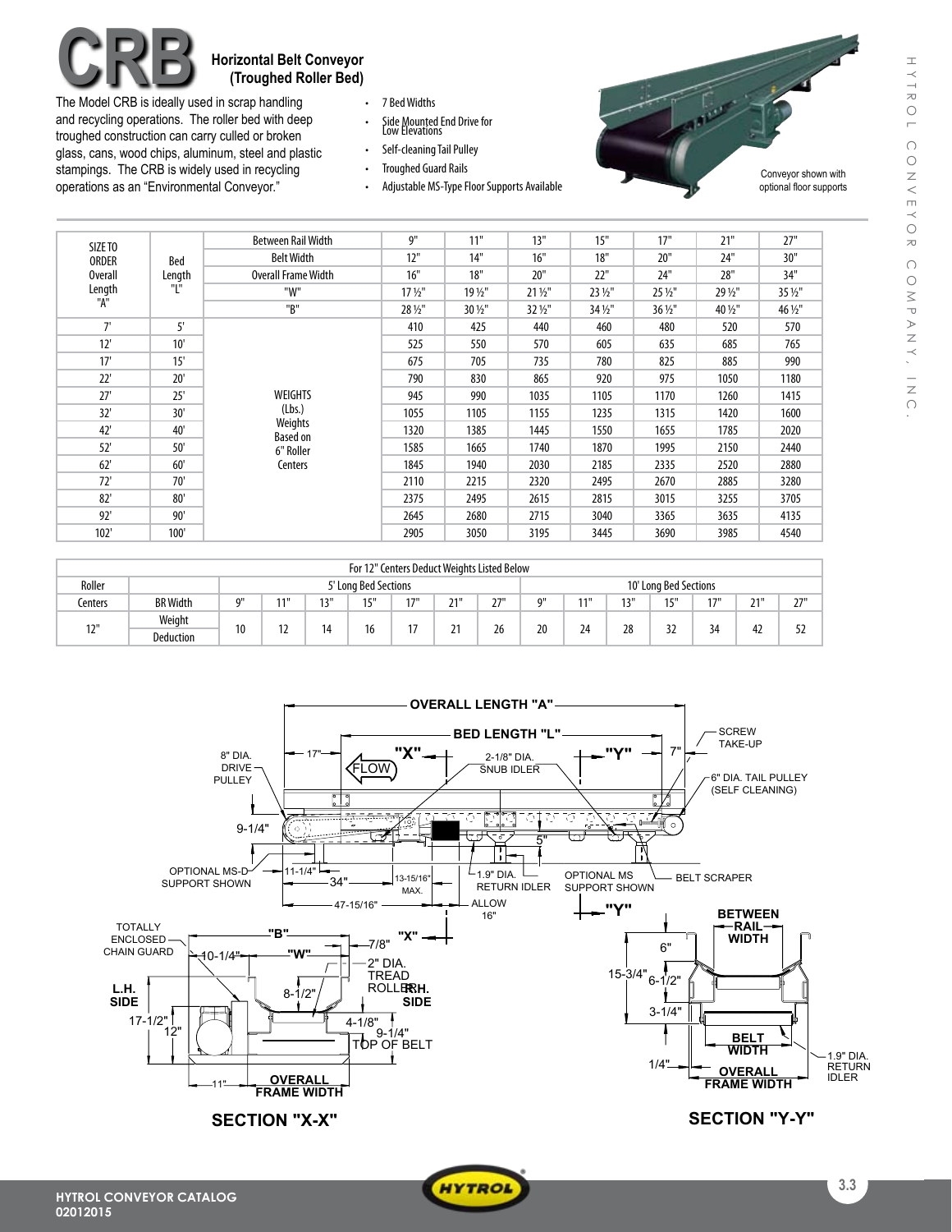# CRB

## Horizontal Belt Conveyor (Troughed Roller Bed)

The Model CRB is ideally used in scrap handling and recycling operations. The roller bed with deep troughed construction can carry culled or broken glass, cans, wood chips, aluminum, steel and plastic stampings. The CRB is widely used in recycling operations as an "Environmental Conveyor."

- 7 Bed Widths
- Side Mounted End Drive for Low Elevations
- Self-cleaning Tail Pulley
- Troughed Guard Rails
- Adjustable MS-Type Floor Supports Available

Conveyor shown with optional floor supports

| SIZE TO ORDER Overall Length "A" | Bed Length "L" | Between Rail Width | 9" | 11" | 13" | 15" | 17" | 21" | 27" |
|---|---|---|---|---|---|---|---|---|---|
| | | Belt Width | 12" | 14" | 16" | 18" | 20" | 24" | 30" |
| | | Overall Frame Width | 16" | 18" | 20" | 22" | 24" | 28" | 34" |
| | | "W" | 17 ½" | 19 ½" | 21 ½" | 23 ½" | 25 ½" | 29 ½" | 35 ½" |
| | | "B" | 28 ½" | 30 ½" | 32 ½" | 34 ½" | 36 ½" | 40 ½" | 46 ½" |
| 7' | 5' | WEIGHTS (Lbs.) Weights Based on 6" Roller Centers | 410 | 425 | 440 | 460 | 480 | 520 | 570 |
| 12' | 10' | | 525 | 550 | 570 | 605 | 635 | 685 | 765 |
| 17' | 15' | | 675 | 705 | 735 | 780 | 825 | 885 | 990 |
| 22' | 20' | | 790 | 830 | 865 | 920 | 975 | 1050 | 1180 |
| 27' | 25' | | 945 | 990 | 1035 | 1105 | 1170 | 1260 | 1415 |
| 32' | 30' | | 1055 | 1105 | 1155 | 1235 | 1315 | 1420 | 1600 |
| 42' | 40' | | 1320 | 1385 | 1445 | 1550 | 1655 | 1785 | 2020 |
| 52' | 50' | | 1585 | 1665 | 1740 | 1870 | 1995 | 2150 | 2440 |
| 62' | 60' | | 1845 | 1940 | 2030 | 2185 | 2335 | 2520 | 2880 |
| 72' | 70' | | 2110 | 2215 | 2320 | 2495 | 2670 | 2885 | 3280 |
| 82' | 80' | | 2375 | 2495 | 2615 | 2815 | 3015 | 3255 | 3705 |
| 92' | 90' | | 2645 | 2680 | 2715 | 3040 | 3365 | 3635 | 4135 |
| 102' | 100' | | 2905 | 3050 | 3195 | 3445 | 3690 | 3985 | 4540 |

| For 12" Centers Deduct Weights Listed Below | | | | | | | | | | | | | | | |
|---|---|---|---|---|---|---|---|---|---|---|---|---|---|---|---|
| Roller | | 5' Long Bed Sections | | | | | | | 10' Long Bed Sections | | | | | | |
| Centers | BR Width | 9" | 11" | 13" | 15" | 17" | 21" | 27" | 9" | 11" | 13" | 15" | 17" | 21" | 27" |
| 12" | Weight Deduction | 10 | 12 | 14 | 16 | 17 | 21 | 26 | 20 | 24 | 28 | 32 | 34 | 42 | 52 |

OVERALL LENGTH "A" · BED LENGTH "L" · "X" · "Y" · 17" · 7" · FLOW · SCREW TAKE-UP · 8" DIA. DRIVE PULLEY · 2-1/8" DIA. SNUB IDLER · 6" DIA. TAIL PULLEY (SELF CLEANING) · 9-1/4" · 5" · OPTIONAL MS-D SUPPORT SHOWN · 11-1/4" · 34" · 13-15/16" MAX. · 1.9" DIA. RETURN IDLER · OPTIONAL MS SUPPORT SHOWN · BELT SCRAPER · 47-15/16" · ALLOW 16"

TOTALLY ENCLOSED CHAIN GUARD · "B" · 10-1/4" · "W" · 7/8" · "X" · 2" DIA. TREAD ROLLER · L.H. SIDE · R.H. SIDE · 8-1/2" · 17-1/2" · 12" · 4-1/8" · 9-1/4" TOP OF BELT · 11" · OVERALL FRAME WIDTH

**SECTION "X-X"**

BETWEEN RAIL WIDTH · 6" · 15-3/4" · 6-1/2" · 3-1/4" · BELT WIDTH · 1/4" · OVERALL FRAME WIDTH · 1.9" DIA. RETURN IDLER

**SECTION "Y-Y"**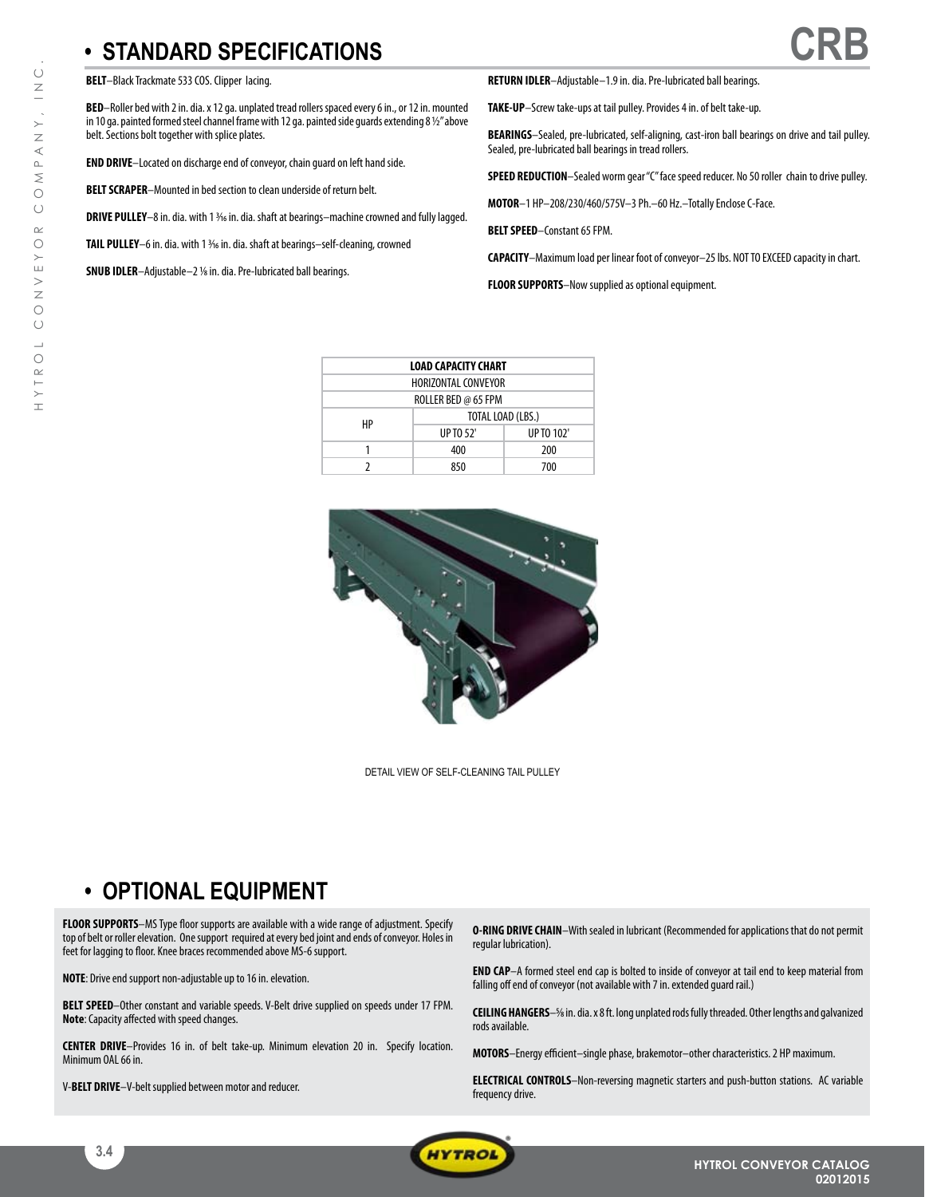# • STANDARD SPECIFICATIONS

# CRB

**BELT**–Black Trackmate 533 COS. Clipper lacing.

**BED**–Roller bed with 2 in. dia. x 12 ga. unplated tread rollers spaced every 6 in., or 12 in. mounted in 10 ga. painted formed steel channel frame with 12 ga. painted side guards extending 8 ½" above belt. Sections bolt together with splice plates.

**END DRIVE**–Located on discharge end of conveyor, chain guard on left hand side.

**BELT SCRAPER**–Mounted in bed section to clean underside of return belt.

**DRIVE PULLEY**–8 in. dia. with 1 3⁄16 in. dia. shaft at bearings–machine crowned and fully lagged.

**TAIL PULLEY**–6 in. dia. with 1 3⁄16 in. dia. shaft at bearings–self-cleaning, crowned

**SNUB IDLER**–Adjustable–2 ⅛ in. dia. Pre-lubricated ball bearings.

**RETURN IDLER**–Adjustable–1.9 in. dia. Pre-lubricated ball bearings.

**TAKE-UP**–Screw take-ups at tail pulley. Provides 4 in. of belt take-up.

**BEARINGS**–Sealed, pre-lubricated, self-aligning, cast-iron ball bearings on drive and tail pulley. Sealed, pre-lubricated ball bearings in tread rollers.

**SPEED REDUCTION**–Sealed worm gear "C" face speed reducer. No 50 roller chain to drive pulley.

**MOTOR**–1 HP–208/230/460/575V–3 Ph.–60 Hz.–Totally Enclose C-Face.

**BELT SPEED**–Constant 65 FPM.

**CAPACITY**–Maximum load per linear foot of conveyor–25 lbs. NOT TO EXCEED capacity in chart.

**FLOOR SUPPORTS**–Now supplied as optional equipment.

| LOAD CAPACITY CHART | | |
|---|---|---|
| HORIZONTAL CONVEYOR | | |
| ROLLER BED @ 65 FPM | | |
| HP | TOTAL LOAD (LBS.) | |
| | UP TO 52' | UP TO 102' |
| 1 | 400 | 200 |
| 2 | 850 | 700 |

DETAIL VIEW OF SELF-CLEANING TAIL PULLEY

# • OPTIONAL EQUIPMENT

**FLOOR SUPPORTS**–MS Type floor supports are available with a wide range of adjustment. Specify top of belt or roller elevation. One support required at every bed joint and ends of conveyor. Holes in feet for lagging to floor. Knee braces recommended above MS-6 support.

**NOTE**: Drive end support non-adjustable up to 16 in. elevation.

**BELT SPEED**–Other constant and variable speeds. V-Belt drive supplied on speeds under 17 FPM. **Note**: Capacity affected with speed changes.

**CENTER DRIVE**–Provides 16 in. of belt take-up. Minimum elevation 20 in. Specify location. Minimum OAL 66 in.

V-**BELT DRIVE**–V-belt supplied between motor and reducer.

**O-RING DRIVE CHAIN**–With sealed in lubricant (Recommended for applications that do not permit regular lubrication).

**END CAP**–A formed steel end cap is bolted to inside of conveyor at tail end to keep material from falling off end of conveyor (not available with 7 in. extended guard rail.)

**CEILING HANGERS**–⅝ in. dia. x 8 ft. long unplated rods fully threaded. Other lengths and galvanized rods available.

**MOTORS**–Energy efficient–single phase, brakemotor–other characteristics. 2 HP maximum.

**ELECTRICAL CONTROLS**–Non-reversing magnetic starters and push-button stations. AC variable frequency drive.